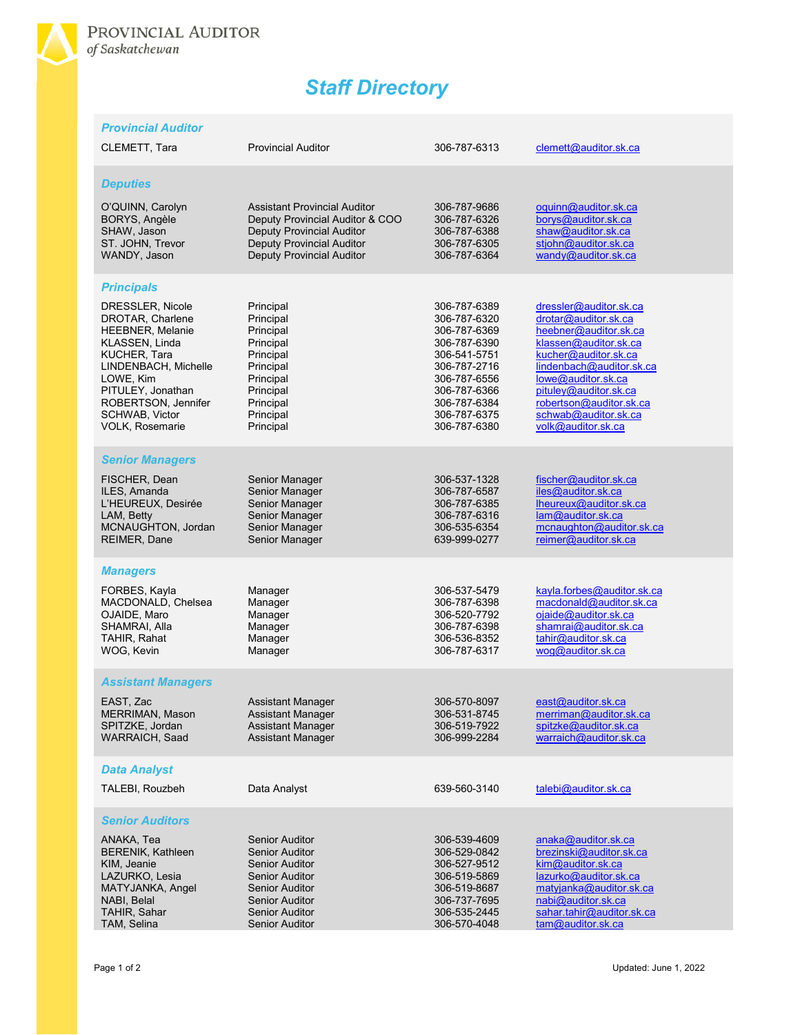PROVINCIAL AUDITOR
*of Saskatchewan*

# Staff Directory

## Provincial Auditor

| Name | Title | Phone | Email |
|---|---|---|---|
| CLEMETT, Tara | Provincial Auditor | 306-787-6313 | clemett@auditor.sk.ca |

## Deputies

| Name | Title | Phone | Email |
|---|---|---|---|
| O'QUINN, Carolyn | Assistant Provincial Auditor | 306-787-9686 | oquinn@auditor.sk.ca |
| BORYS, Angèle | Deputy Provincial Auditor & COO | 306-787-6326 | borys@auditor.sk.ca |
| SHAW, Jason | Deputy Provincial Auditor | 306-787-6388 | shaw@auditor.sk.ca |
| ST. JOHN, Trevor | Deputy Provincial Auditor | 306-787-6305 | stjohn@auditor.sk.ca |
| WANDY, Jason | Deputy Provincial Auditor | 306-787-6364 | wandy@auditor.sk.ca |

## Principals

| Name | Title | Phone | Email |
|---|---|---|---|
| DRESSLER, Nicole | Principal | 306-787-6389 | dressler@auditor.sk.ca |
| DROTAR, Charlene | Principal | 306-787-6320 | drotar@auditor.sk.ca |
| HEEBNER, Melanie | Principal | 306-787-6369 | heebner@auditor.sk.ca |
| KLASSEN, Linda | Principal | 306-787-6390 | klassen@auditor.sk.ca |
| KUCHER, Tara | Principal | 306-541-5751 | kucher@auditor.sk.ca |
| LINDENBACH, Michelle | Principal | 306-787-2716 | lindenbach@auditor.sk.ca |
| LOWE, Kim | Principal | 306-787-6556 | lowe@auditor.sk.ca |
| PITULEY, Jonathan | Principal | 306-787-6366 | pituley@auditor.sk.ca |
| ROBERTSON, Jennifer | Principal | 306-787-6384 | robertson@auditor.sk.ca |
| SCHWAB, Victor | Principal | 306-787-6375 | schwab@auditor.sk.ca |
| VOLK, Rosemarie | Principal | 306-787-6380 | volk@auditor.sk.ca |

## Senior Managers

| Name | Title | Phone | Email |
|---|---|---|---|
| FISCHER, Dean | Senior Manager | 306-537-1328 | fischer@auditor.sk.ca |
| ILES, Amanda | Senior Manager | 306-787-6587 | iles@auditor.sk.ca |
| L'HEUREUX, Desirée | Senior Manager | 306-787-6385 | lheureux@auditor.sk.ca |
| LAM, Betty | Senior Manager | 306-787-6316 | lam@auditor.sk.ca |
| MCNAUGHTON, Jordan | Senior Manager | 306-535-6354 | mcnaughton@auditor.sk.ca |
| REIMER, Dane | Senior Manager | 639-999-0277 | reimer@auditor.sk.ca |

## Managers

| Name | Title | Phone | Email |
|---|---|---|---|
| FORBES, Kayla | Manager | 306-537-5479 | kayla.forbes@auditor.sk.ca |
| MACDONALD, Chelsea | Manager | 306-787-6398 | macdonald@auditor.sk.ca |
| OJAIDE, Maro | Manager | 306-520-7792 | ojaide@auditor.sk.ca |
| SHAMRAI, Alla | Manager | 306-787-6398 | shamrai@auditor.sk.ca |
| TAHIR, Rahat | Manager | 306-536-8352 | tahir@auditor.sk.ca |
| WOG, Kevin | Manager | 306-787-6317 | wog@auditor.sk.ca |

## Assistant Managers

| Name | Title | Phone | Email |
|---|---|---|---|
| EAST, Zac | Assistant Manager | 306-570-8097 | east@auditor.sk.ca |
| MERRIMAN, Mason | Assistant Manager | 306-531-8745 | merriman@auditor.sk.ca |
| SPITZKE, Jordan | Assistant Manager | 306-519-7922 | spitzke@auditor.sk.ca |
| WARRAICH, Saad | Assistant Manager | 306-999-2284 | warraich@auditor.sk.ca |

## Data Analyst

| Name | Title | Phone | Email |
|---|---|---|---|
| TALEBI, Rouzbeh | Data Analyst | 639-560-3140 | talebi@auditor.sk.ca |

## Senior Auditors

| Name | Title | Phone | Email |
|---|---|---|---|
| ANAKA, Tea | Senior Auditor | 306-539-4609 | anaka@auditor.sk.ca |
| BERENIK, Kathleen | Senior Auditor | 306-529-0842 | brezinski@auditor.sk.ca |
| KIM, Jeanie | Senior Auditor | 306-527-9512 | kim@auditor.sk.ca |
| LAZURKO, Lesia | Senior Auditor | 306-519-5869 | lazurko@auditor.sk.ca |
| MATYJANKA, Angel | Senior Auditor | 306-519-8687 | matyjanka@auditor.sk.ca |
| NABI, Belal | Senior Auditor | 306-737-7695 | nabi@auditor.sk.ca |
| TAHIR, Sahar | Senior Auditor | 306-535-2445 | sahar.tahir@auditor.sk.ca |
| TAM, Selina | Senior Auditor | 306-570-4048 | tam@auditor.sk.ca |

Updated: June 1, 2022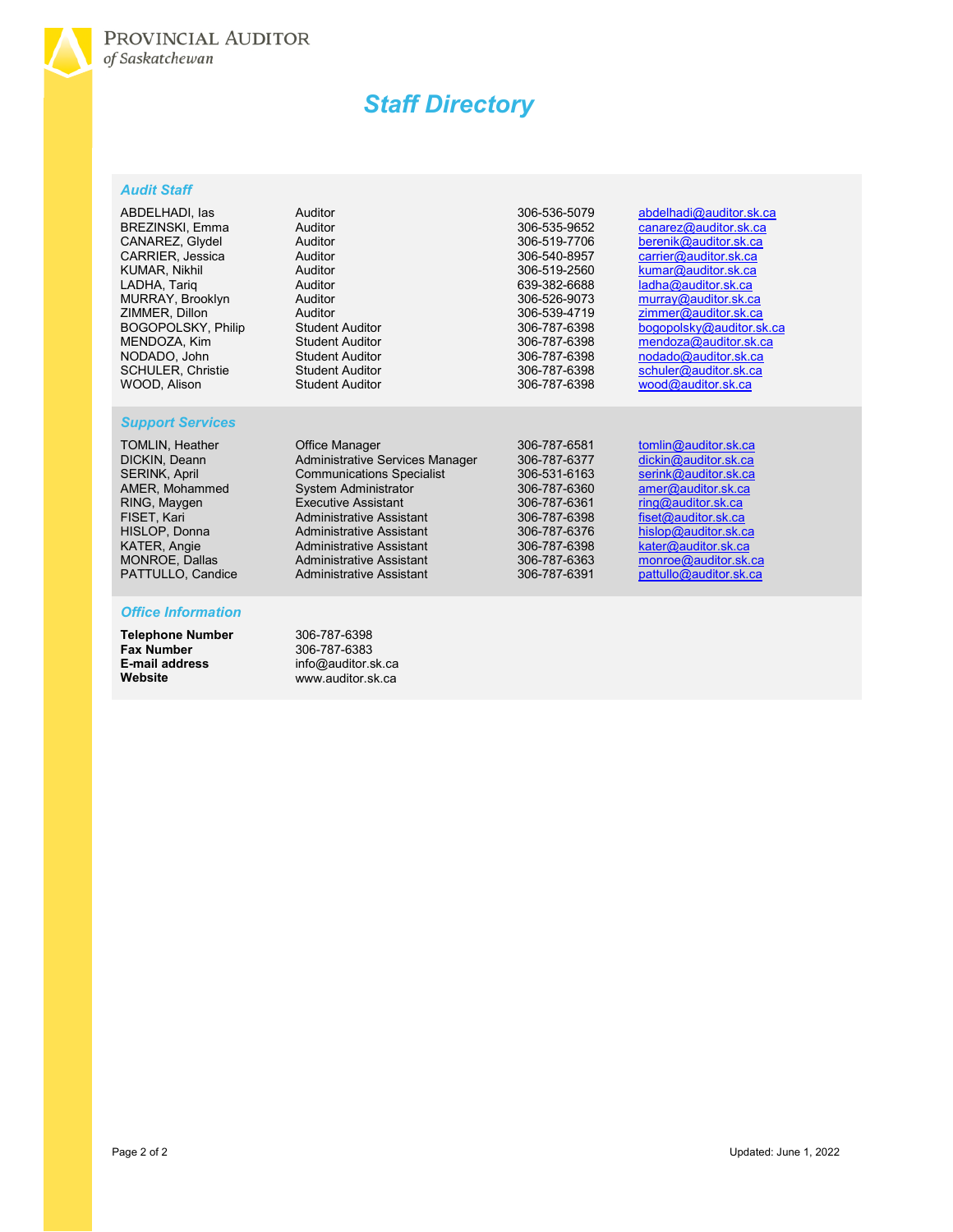PROVINCIAL AUDITOR
*of Saskatchewan*

# Staff Directory

## Audit Staff

| | | | |
|---|---|---|---|
| ABDELHADI, Ias | Auditor | 306-536-5079 | abdelhadi@auditor.sk.ca |
| BREZINSKI, Emma | Auditor | 306-535-9652 | canarez@auditor.sk.ca |
| CANAREZ, Glydel | Auditor | 306-519-7706 | berenik@auditor.sk.ca |
| CARRIER, Jessica | Auditor | 306-540-8957 | carrier@auditor.sk.ca |
| KUMAR, Nikhil | Auditor | 306-519-2560 | kumar@auditor.sk.ca |
| LADHA, Tariq | Auditor | 639-382-6688 | ladha@auditor.sk.ca |
| MURRAY, Brooklyn | Auditor | 306-526-9073 | murray@auditor.sk.ca |
| ZIMMER, Dillon | Auditor | 306-539-4719 | zimmer@auditor.sk.ca |
| BOGOPOLSKY, Philip | Student Auditor | 306-787-6398 | bogopolsky@auditor.sk.ca |
| MENDOZA, Kim | Student Auditor | 306-787-6398 | mendoza@auditor.sk.ca |
| NODADO, John | Student Auditor | 306-787-6398 | nodado@auditor.sk.ca |
| SCHULER, Christie | Student Auditor | 306-787-6398 | schuler@auditor.sk.ca |
| WOOD, Alison | Student Auditor | 306-787-6398 | wood@auditor.sk.ca |

## Support Services

| | | | |
|---|---|---|---|
| TOMLIN, Heather | Office Manager | 306-787-6581 | tomlin@auditor.sk.ca |
| DICKIN, Deann | Administrative Services Manager | 306-787-6377 | dickin@auditor.sk.ca |
| SERINK, April | Communications Specialist | 306-531-6163 | serink@auditor.sk.ca |
| AMER, Mohammed | System Administrator | 306-787-6360 | amer@auditor.sk.ca |
| RING, Maygen | Executive Assistant | 306-787-6361 | ring@auditor.sk.ca |
| FISET, Kari | Administrative Assistant | 306-787-6398 | fiset@auditor.sk.ca |
| HISLOP, Donna | Administrative Assistant | 306-787-6376 | hislop@auditor.sk.ca |
| KATER, Angie | Administrative Assistant | 306-787-6398 | kater@auditor.sk.ca |
| MONROE, Dallas | Administrative Assistant | 306-787-6363 | monroe@auditor.sk.ca |
| PATTULLO, Candice | Administrative Assistant | 306-787-6391 | pattullo@auditor.sk.ca |

## Office Information

| | |
|---|---|
| **Telephone Number** | 306-787-6398 |
| **Fax Number** | 306-787-6383 |
| **E-mail address** | info@auditor.sk.ca |
| **Website** | www.auditor.sk.ca |

Updated: June 1, 2022